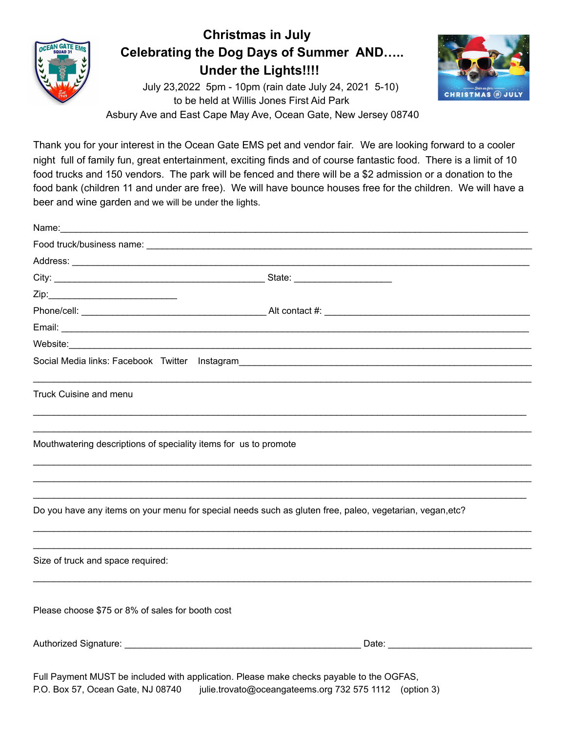# Christmas in July
## Celebrating the Dog Days of Summer AND…..
## Under the Lights!!!!

July 23,2022 5pm - 10pm (rain date July 24, 2021 5-10)
to be held at Willis Jones First Aid Park
Asbury Ave and East Cape May Ave, Ocean Gate, New Jersey 08740

Thank you for your interest in the Ocean Gate EMS pet and vendor fair. We are looking forward to a cooler night full of family fun, great entertainment, exciting finds and of course fantastic food. There is a limit of 10 food trucks and 150 vendors. The park will be fenced and there will be a $2 admission or a donation to the food bank (children 11 and under are free). We will have bounce houses free for the children. We will have a beer and wine garden and we will be under the lights.

Name:___________________________________________________________________________

Food truck/business name: ___________________________________________________________

Address: _________________________________________________________________________

City: ________________________________________ State: __________________

Zip:________________________

Phone/cell: ___________________________________ Alt contact #: _______________________________________

Email: __________________________________________________________________________

Website:_________________________________________________________________________

Social Media links: Facebook Twitter Instagram___________________________________________________________

_______________________________________________________________________________

Truck Cuisine and menu

_______________________________________________________________________________

_______________________________________________________________________________

Mouthwatering descriptions of speciality items for us to promote

_______________________________________________________________________________

_______________________________________________________________________________

_______________________________________________________________________________

Do you have any items on your menu for special needs such as gluten free, paleo, vegetarian, vegan,etc?

_______________________________________________________________________________

_______________________________________________________________________________

Size of truck and space required:

_______________________________________________________________________________

Please choose $75 or 8% of sales for booth cost

Authorized Signature: ____________________________________________ Date: __________________________

Full Payment MUST be included with application. Please make checks payable to the OGFAS,
P.O. Box 57, Ocean Gate, NJ 08740 julie.trovato@oceangateems.org 732 575 1112 (option 3)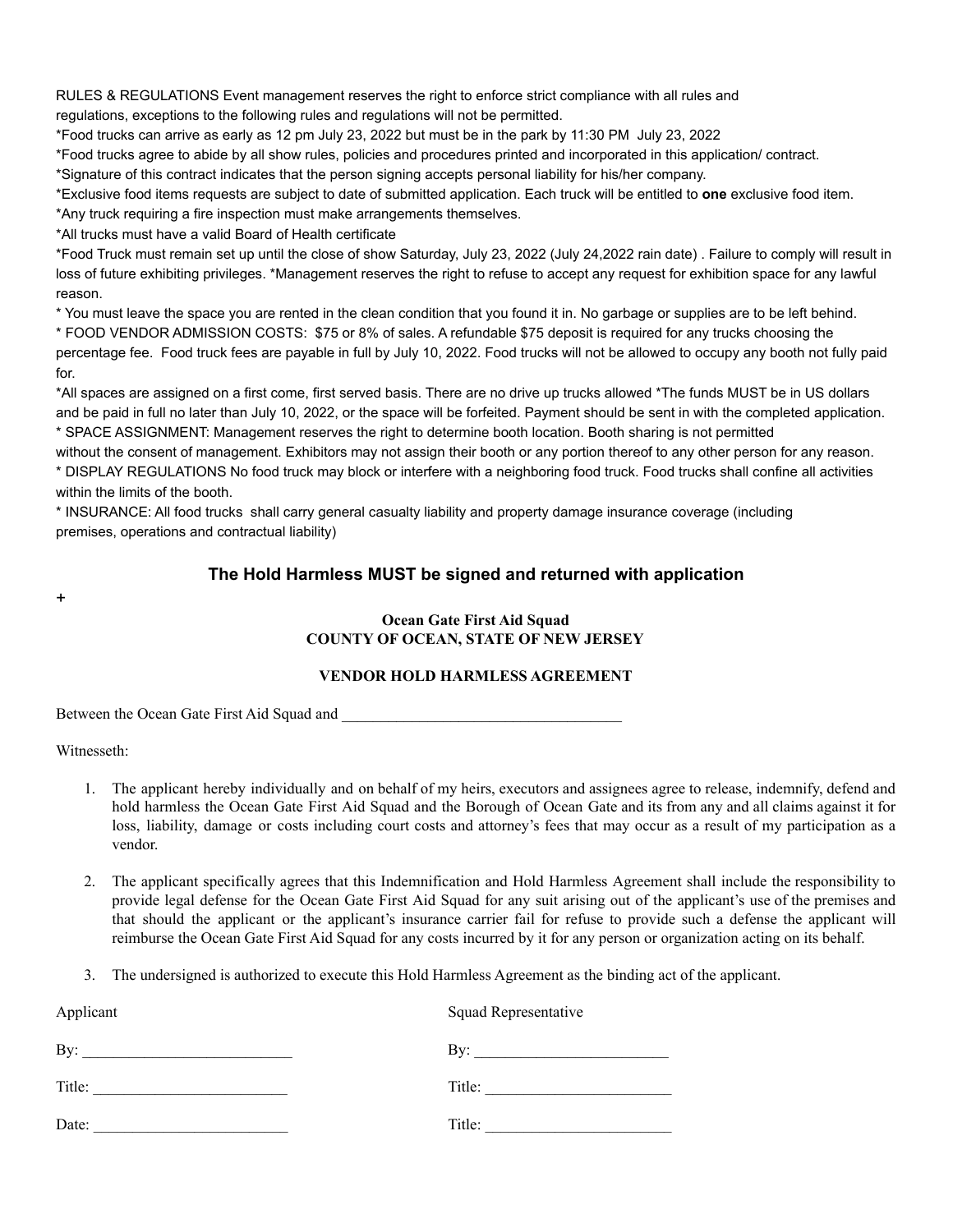RULES & REGULATIONS Event management reserves the right to enforce strict compliance with all rules and regulations, exceptions to the following rules and regulations will not be permitted.

*Food trucks can arrive as early as 12 pm July 23, 2022 but must be in the park by 11:30 PM July 23, 2022

*Food trucks agree to abide by all show rules, policies and procedures printed and incorporated in this application/ contract.

*Signature of this contract indicates that the person signing accepts personal liability for his/her company.

*Exclusive food items requests are subject to date of submitted application. Each truck will be entitled to **one** exclusive food item.

*Any truck requiring a fire inspection must make arrangements themselves.

*All trucks must have a valid Board of Health certificate

*Food Truck must remain set up until the close of show Saturday, July 23, 2022 (July 24,2022 rain date) . Failure to comply will result in loss of future exhibiting privileges. *Management reserves the right to refuse to accept any request for exhibition space for any lawful reason.

* You must leave the space you are rented in the clean condition that you found it in. No garbage or supplies are to be left behind.

* FOOD VENDOR ADMISSION COSTS: $75 or 8% of sales. A refundable $75 deposit is required for any trucks choosing the percentage fee. Food truck fees are payable in full by July 10, 2022. Food trucks will not be allowed to occupy any booth not fully paid for.

*All spaces are assigned on a first come, first served basis. There are no drive up trucks allowed *The funds MUST be in US dollars and be paid in full no later than July 10, 2022, or the space will be forfeited. Payment should be sent in with the completed application.

* SPACE ASSIGNMENT: Management reserves the right to determine booth location. Booth sharing is not permitted without the consent of management. Exhibitors may not assign their booth or any portion thereof to any other person for any reason.

* DISPLAY REGULATIONS No food truck may block or interfere with a neighboring food truck. Food trucks shall confine all activities within the limits of the booth.

* INSURANCE: All food trucks shall carry general casualty liability and property damage insurance coverage (including premises, operations and contractual liability)

## The Hold Harmless MUST be signed and returned with application

+

**Ocean Gate First Aid Squad**
**COUNTY OF OCEAN, STATE OF NEW JERSEY**

**VENDOR HOLD HARMLESS AGREEMENT**

Between the Ocean Gate First Aid Squad and ___________________________________

Witnesseth:

1. The applicant hereby individually and on behalf of my heirs, executors and assignees agree to release, indemnify, defend and hold harmless the Ocean Gate First Aid Squad and the Borough of Ocean Gate and its from any and all claims against it for loss, liability, damage or costs including court costs and attorney's fees that may occur as a result of my participation as a vendor.

2. The applicant specifically agrees that this Indemnification and Hold Harmless Agreement shall include the responsibility to provide legal defense for the Ocean Gate First Aid Squad for any suit arising out of the applicant's use of the premises and that should the applicant or the applicant's insurance carrier fail for refuse to provide such a defense the applicant will reimburse the Ocean Gate First Aid Squad for any costs incurred by it for any person or organization acting on its behalf.

3. The undersigned is authorized to execute this Hold Harmless Agreement as the binding act of the applicant.

| Applicant | Squad Representative |
| --- | --- |
| By: __________________________ | By: ________________________ |
| Title: ________________________ | Title: _______________________ |
| Date: ________________________ | Title: _______________________ |